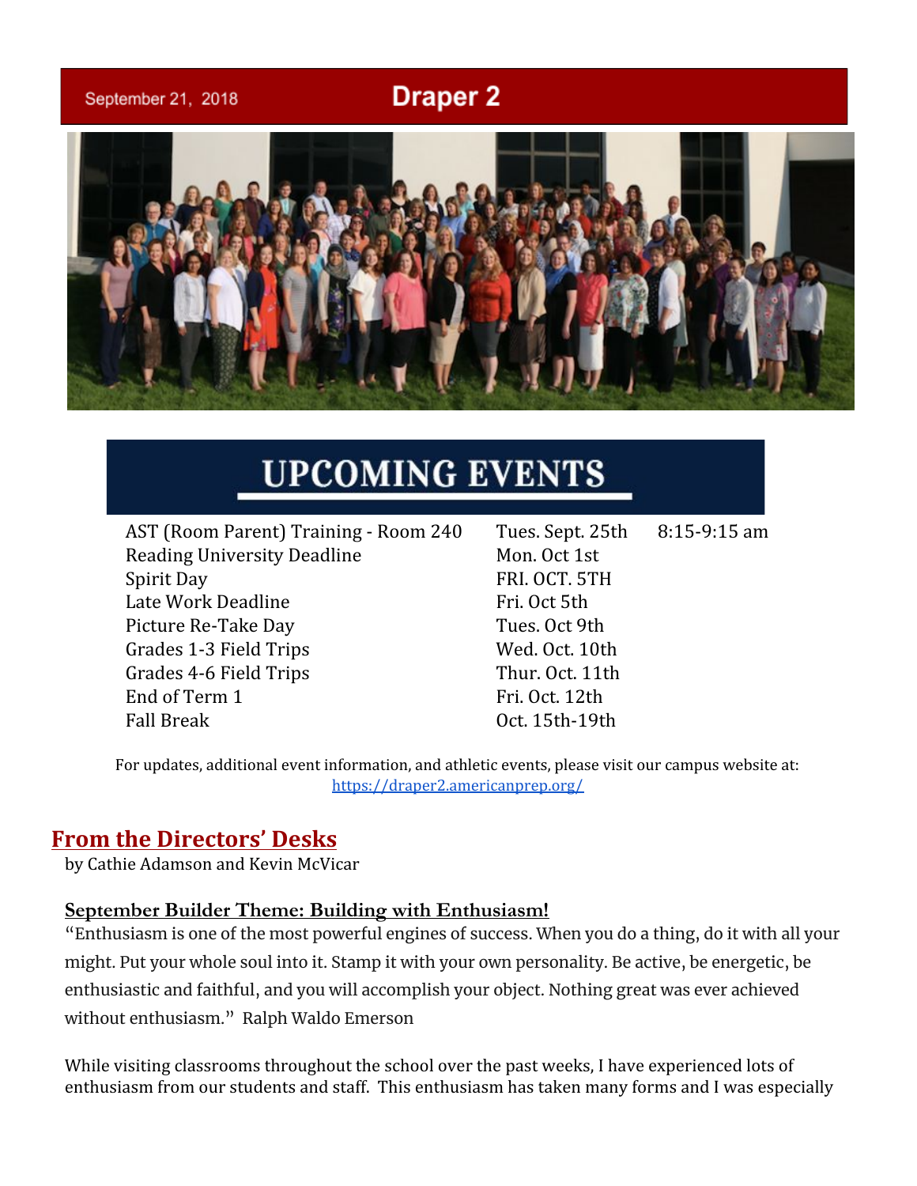September 21, 2018

# Draper 2

## UPCOMING EVENTS

| | | |
|---|---|---|
| AST (Room Parent) Training - Room 240 | Tues. Sept. 25th | 8:15-9:15 am |
| Reading University Deadline | Mon. Oct 1st | |
| Spirit Day | FRI. OCT. 5TH | |
| Late Work Deadline | Fri. Oct 5th | |
| Picture Re-Take Day | Tues. Oct 9th | |
| Grades 1-3 Field Trips | Wed. Oct. 10th | |
| Grades 4-6 Field Trips | Thur. Oct. 11th | |
| End of Term 1 | Fri. Oct. 12th | |
| Fall Break | Oct. 15th-19th | |

For updates, additional event information, and athletic events, please visit our campus website at: https://draper2.americanprep.org/

## From the Directors' Desks

by Cathie Adamson and Kevin McVicar

### September Builder Theme: Building with Enthusiasm!

"Enthusiasm is one of the most powerful engines of success. When you do a thing, do it with all your might. Put your whole soul into it. Stamp it with your own personality. Be active, be energetic, be enthusiastic and faithful, and you will accomplish your object. Nothing great was ever achieved without enthusiasm." Ralph Waldo Emerson

While visiting classrooms throughout the school over the past weeks, I have experienced lots of enthusiasm from our students and staff. This enthusiasm has taken many forms and I was especially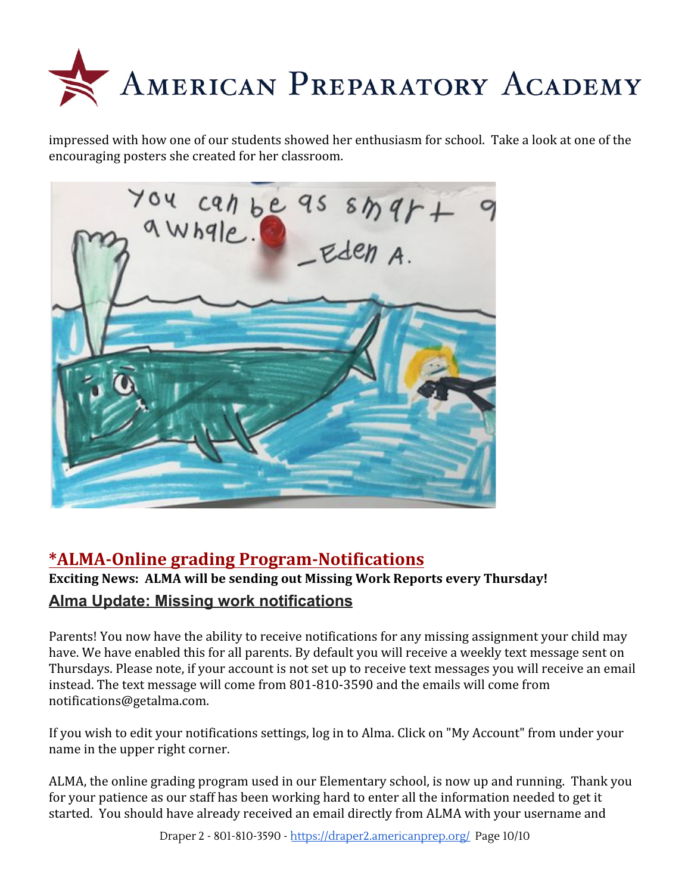impressed with how one of our students showed her enthusiasm for school. Take a look at one of the encouraging posters she created for her classroom.

## *ALMA-Online grading Program-Notifications

**Exciting News: ALMA will be sending out Missing Work Reports every Thursday!**

### Alma Update: Missing work notifications

Parents! You now have the ability to receive notifications for any missing assignment your child may have. We have enabled this for all parents. By default you will receive a weekly text message sent on Thursdays. Please note, if your account is not set up to receive text messages you will receive an email instead. The text message will come from 801-810-3590 and the emails will come from notifications@getalma.com.

If you wish to edit your notifications settings, log in to Alma. Click on "My Account" from under your name in the upper right corner.

ALMA, the online grading program used in our Elementary school, is now up and running. Thank you for your patience as our staff has been working hard to enter all the information needed to get it started. You should have already received an email directly from ALMA with your username and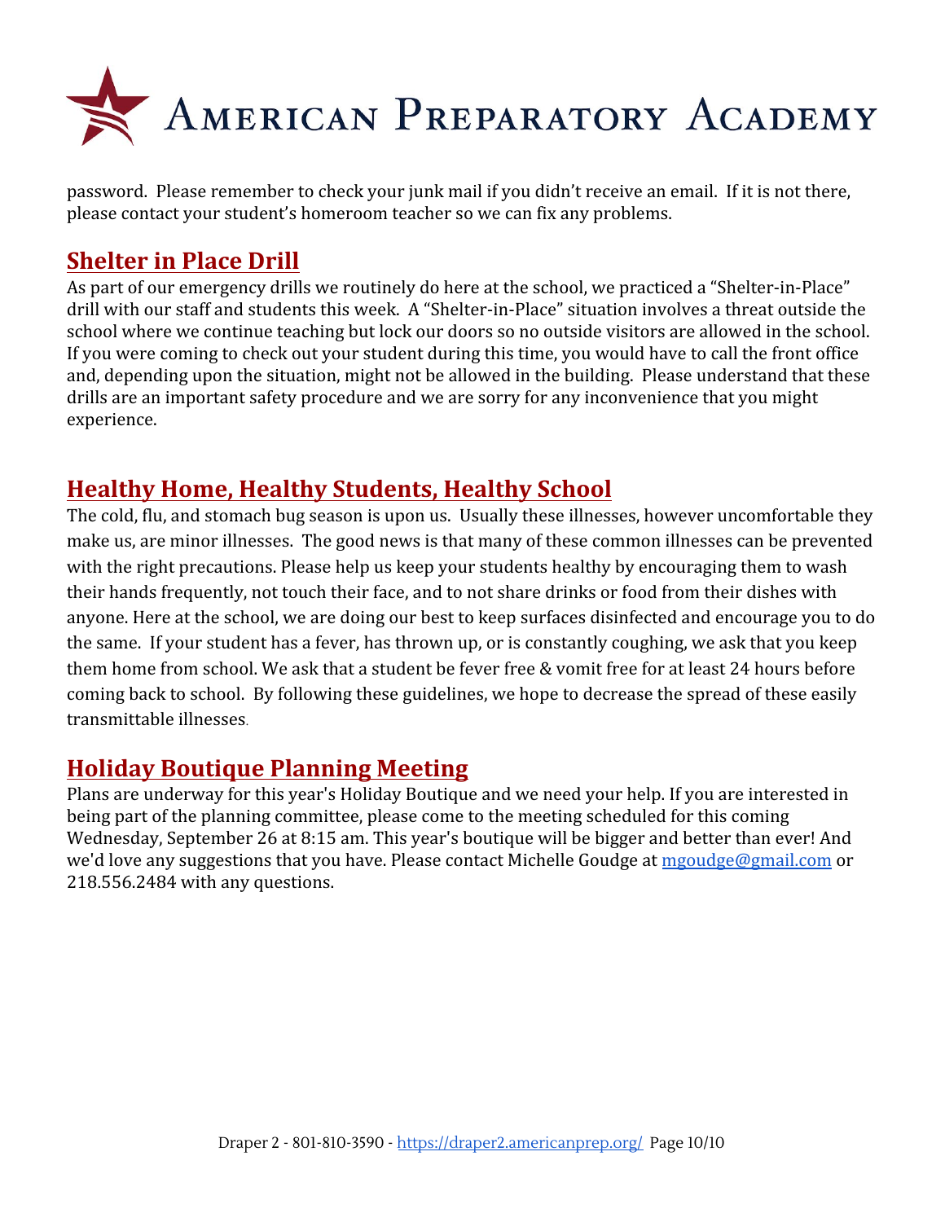password. Please remember to check your junk mail if you didn't receive an email. If it is not there, please contact your student's homeroom teacher so we can fix any problems.

## Shelter in Place Drill

As part of our emergency drills we routinely do here at the school, we practiced a "Shelter-in-Place" drill with our staff and students this week. A "Shelter-in-Place" situation involves a threat outside the school where we continue teaching but lock our doors so no outside visitors are allowed in the school. If you were coming to check out your student during this time, you would have to call the front office and, depending upon the situation, might not be allowed in the building. Please understand that these drills are an important safety procedure and we are sorry for any inconvenience that you might experience.

## Healthy Home, Healthy Students, Healthy School

The cold, flu, and stomach bug season is upon us. Usually these illnesses, however uncomfortable they make us, are minor illnesses. The good news is that many of these common illnesses can be prevented with the right precautions. Please help us keep your students healthy by encouraging them to wash their hands frequently, not touch their face, and to not share drinks or food from their dishes with anyone. Here at the school, we are doing our best to keep surfaces disinfected and encourage you to do the same. If your student has a fever, has thrown up, or is constantly coughing, we ask that you keep them home from school. We ask that a student be fever free & vomit free for at least 24 hours before coming back to school. By following these guidelines, we hope to decrease the spread of these easily transmittable illnesses.

## Holiday Boutique Planning Meeting

Plans are underway for this year's Holiday Boutique and we need your help. If you are interested in being part of the planning committee, please come to the meeting scheduled for this coming Wednesday, September 26 at 8:15 am. This year's boutique will be bigger and better than ever! And we'd love any suggestions that you have. Please contact Michelle Goudge at mgoudge@gmail.com or 218.556.2484 with any questions.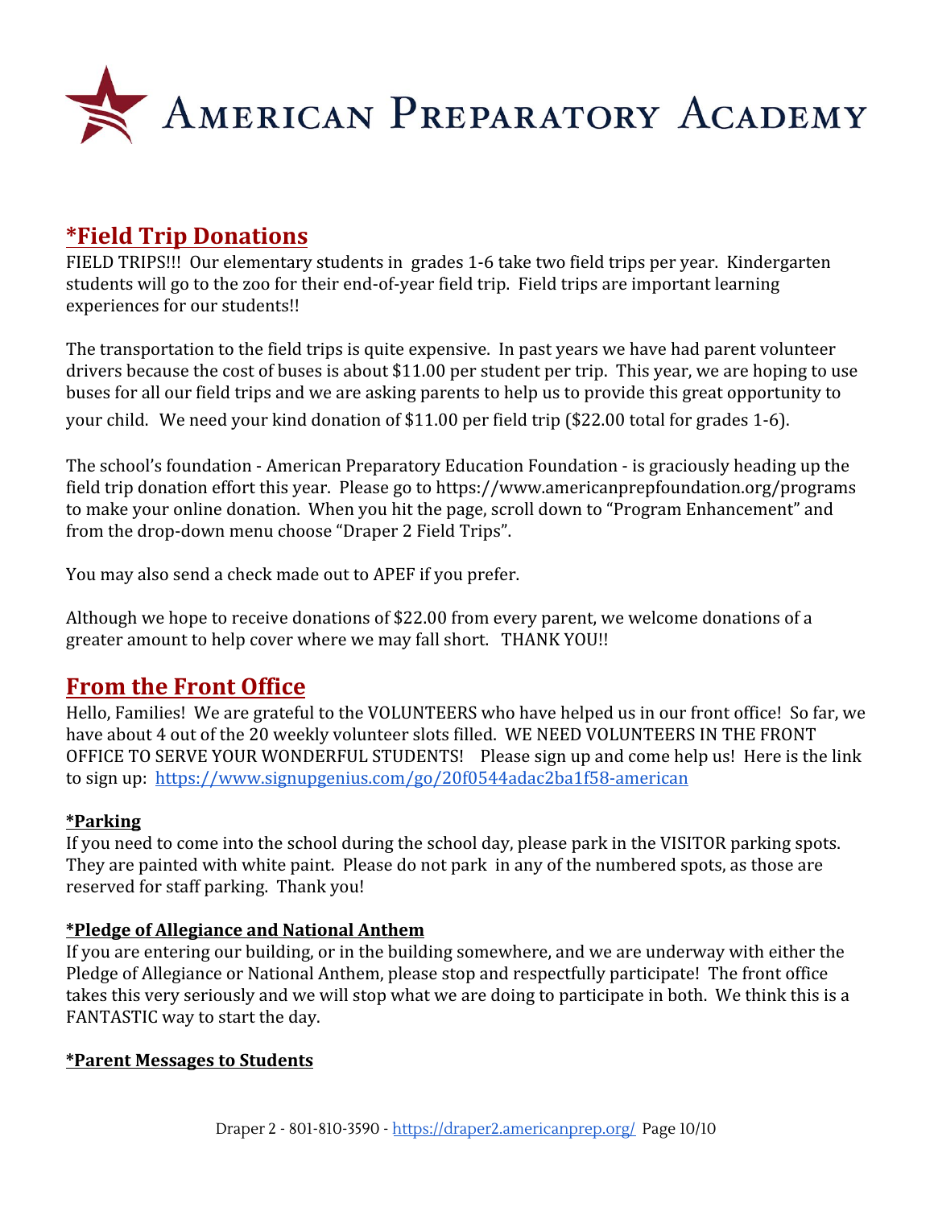## *Field Trip Donations

FIELD TRIPS!!! Our elementary students in grades 1-6 take two field trips per year. Kindergarten students will go to the zoo for their end-of-year field trip. Field trips are important learning experiences for our students!!

The transportation to the field trips is quite expensive. In past years we have had parent volunteer drivers because the cost of buses is about $11.00 per student per trip. This year, we are hoping to use buses for all our field trips and we are asking parents to help us to provide this great opportunity to your child. We need your kind donation of $11.00 per field trip ($22.00 total for grades 1-6).

The school's foundation - American Preparatory Education Foundation - is graciously heading up the field trip donation effort this year. Please go to https://www.americanprepfoundation.org/programs to make your online donation. When you hit the page, scroll down to "Program Enhancement" and from the drop-down menu choose "Draper 2 Field Trips".

You may also send a check made out to APEF if you prefer.

Although we hope to receive donations of $22.00 from every parent, we welcome donations of a greater amount to help cover where we may fall short. THANK YOU!!

## From the Front Office

Hello, Families! We are grateful to the VOLUNTEERS who have helped us in our front office! So far, we have about 4 out of the 20 weekly volunteer slots filled. WE NEED VOLUNTEERS IN THE FRONT OFFICE TO SERVE YOUR WONDERFUL STUDENTS! Please sign up and come help us! Here is the link to sign up: [https://www.signupgenius.com/go/20f0544adac2ba1f58-american](https://www.signupgenius.com/go/20f0544adac2ba1f58-american)

### *Parking

If you need to come into the school during the school day, please park in the VISITOR parking spots. They are painted with white paint. Please do not park in any of the numbered spots, as those are reserved for staff parking. Thank you!

### *Pledge of Allegiance and National Anthem

If you are entering our building, or in the building somewhere, and we are underway with either the Pledge of Allegiance or National Anthem, please stop and respectfully participate! The front office takes this very seriously and we will stop what we are doing to participate in both. We think this is a FANTASTIC way to start the day.

### *Parent Messages to Students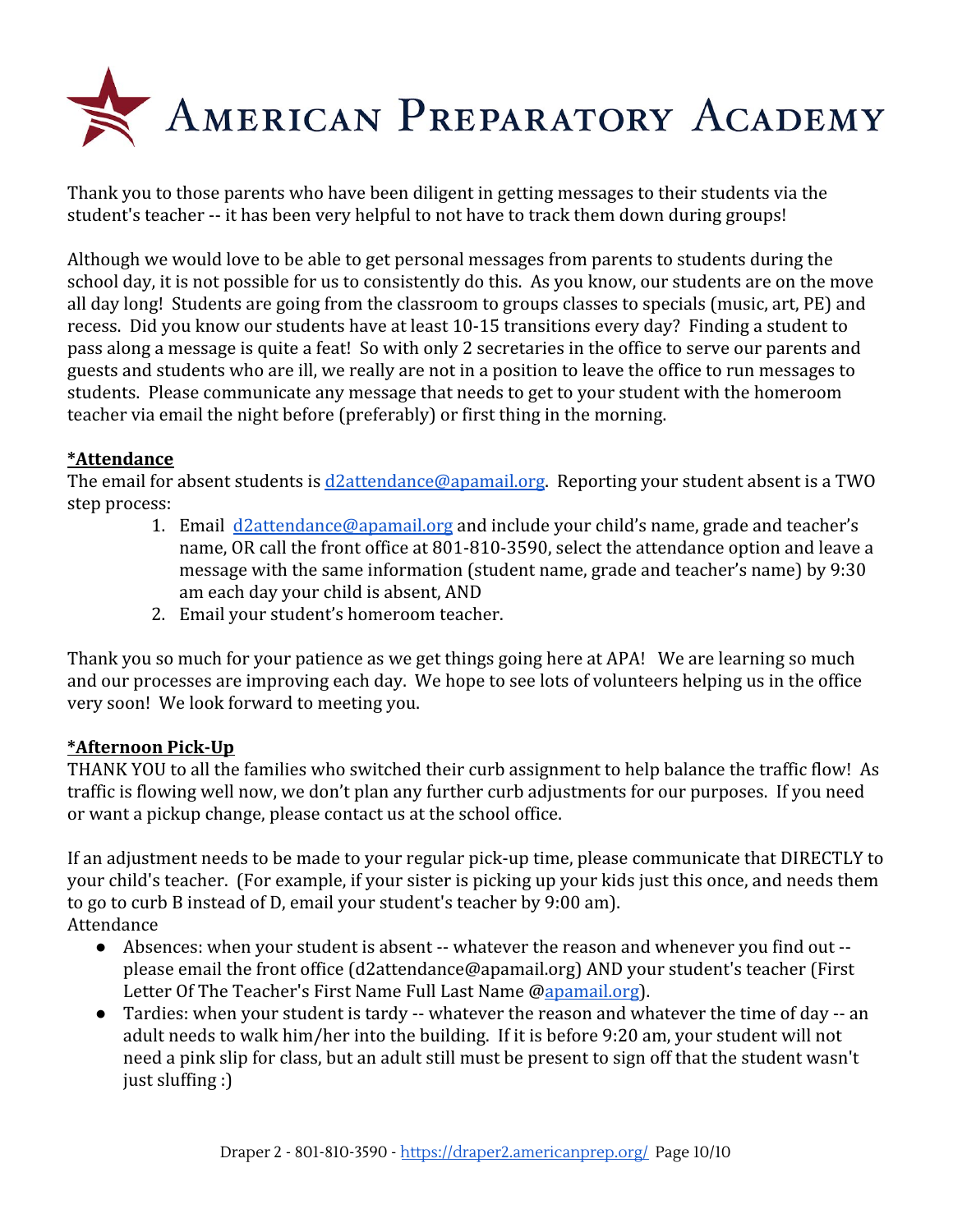# American Preparatory Academy

Thank you to those parents who have been diligent in getting messages to their students via the student's teacher -- it has been very helpful to not have to track them down during groups!

Although we would love to be able to get personal messages from parents to students during the school day, it is not possible for us to consistently do this. As you know, our students are on the move all day long! Students are going from the classroom to groups classes to specials (music, art, PE) and recess. Did you know our students have at least 10-15 transitions every day? Finding a student to pass along a message is quite a feat! So with only 2 secretaries in the office to serve our parents and guests and students who are ill, we really are not in a position to leave the office to run messages to students. Please communicate any message that needs to get to your student with the homeroom teacher via email the night before (preferably) or first thing in the morning.

**\*Attendance**

The email for absent students is [d2attendance@apamail.org](mailto:d2attendance@apamail.org). Reporting your student absent is a TWO step process:

1. Email [d2attendance@apamail.org](mailto:d2attendance@apamail.org) and include your child's name, grade and teacher's name, OR call the front office at 801-810-3590, select the attendance option and leave a message with the same information (student name, grade and teacher's name) by 9:30 am each day your child is absent, AND
2. Email your student's homeroom teacher.

Thank you so much for your patience as we get things going here at APA! We are learning so much and our processes are improving each day. We hope to see lots of volunteers helping us in the office very soon! We look forward to meeting you.

**\*Afternoon Pick-Up**

THANK YOU to all the families who switched their curb assignment to help balance the traffic flow! As traffic is flowing well now, we don't plan any further curb adjustments for our purposes. If you need or want a pickup change, please contact us at the school office.

If an adjustment needs to be made to your regular pick-up time, please communicate that DIRECTLY to your child's teacher. (For example, if your sister is picking up your kids just this once, and needs them to go to curb B instead of D, email your student's teacher by 9:00 am).

Attendance

- Absences: when your student is absent -- whatever the reason and whenever you find out -- please email the front office (d2attendance@apamail.org) AND your student's teacher (First Letter Of The Teacher's First Name Full Last Name @[apamail.org](http://apamail.org)).
- Tardies: when your student is tardy -- whatever the reason and whatever the time of day -- an adult needs to walk him/her into the building. If it is before 9:20 am, your student will not need a pink slip for class, but an adult still must be present to sign off that the student wasn't just sluffing :)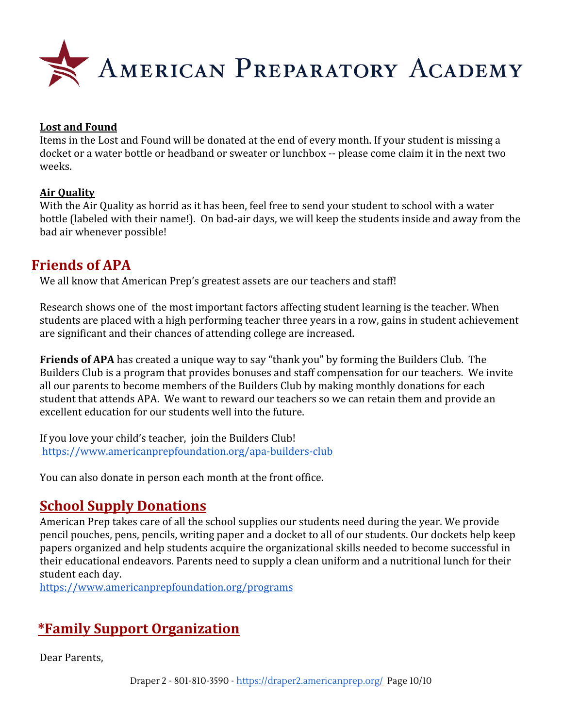**Lost and Found**

Items in the Lost and Found will be donated at the end of every month. If your student is missing a docket or a water bottle or headband or sweater or lunchbox -- please come claim it in the next two weeks.

**Air Quality**

With the Air Quality as horrid as it has been, feel free to send your student to school with a water bottle (labeled with their name!). On bad-air days, we will keep the students inside and away from the bad air whenever possible!

## Friends of APA

We all know that American Prep's greatest assets are our teachers and staff!

Research shows one of the most important factors affecting student learning is the teacher. When students are placed with a high performing teacher three years in a row, gains in student achievement are significant and their chances of attending college are increased.

**Friends of APA** has created a unique way to say "thank you" by forming the Builders Club. The Builders Club is a program that provides bonuses and staff compensation for our teachers. We invite all our parents to become members of the Builders Club by making monthly donations for each student that attends APA. We want to reward our teachers so we can retain them and provide an excellent education for our students well into the future.

If you love your child's teacher, join the Builders Club!
https://www.americanprepfoundation.org/apa-builders-club

You can also donate in person each month at the front office.

## School Supply Donations

American Prep takes care of all the school supplies our students need during the year. We provide pencil pouches, pens, pencils, writing paper and a docket to all of our students. Our dockets help keep papers organized and help students acquire the organizational skills needed to become successful in their educational endeavors. Parents need to supply a clean uniform and a nutritional lunch for their student each day.
https://www.americanprepfoundation.org/programs

## *Family Support Organization

Dear Parents,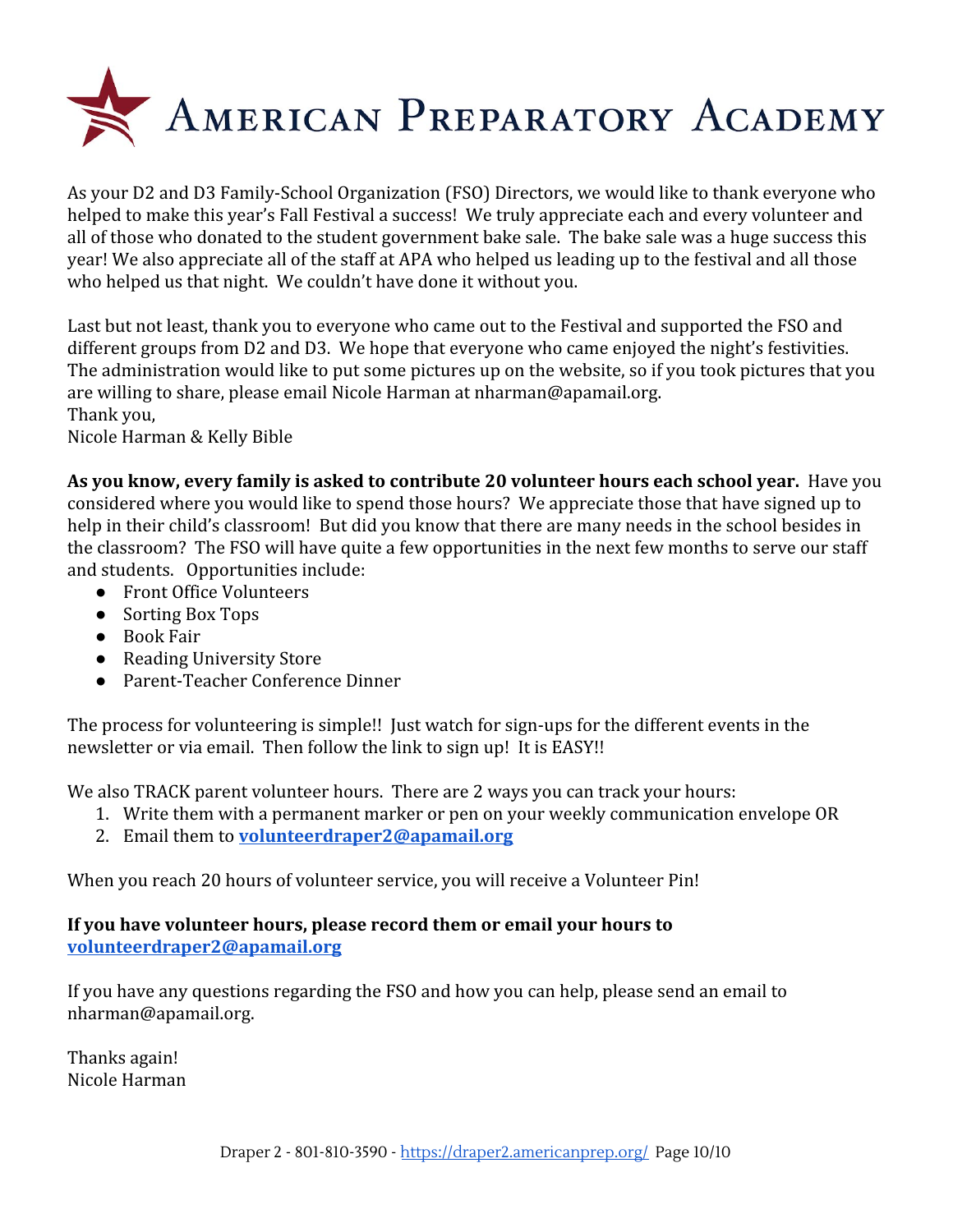# AMERICAN PREPARATORY ACADEMY

As your D2 and D3 Family-School Organization (FSO) Directors, we would like to thank everyone who helped to make this year's Fall Festival a success! We truly appreciate each and every volunteer and all of those who donated to the student government bake sale. The bake sale was a huge success this year! We also appreciate all of the staff at APA who helped us leading up to the festival and all those who helped us that night. We couldn't have done it without you.

Last but not least, thank you to everyone who came out to the Festival and supported the FSO and different groups from D2 and D3. We hope that everyone who came enjoyed the night's festivities. The administration would like to put some pictures up on the website, so if you took pictures that you are willing to share, please email Nicole Harman at nharman@apamail.org.
Thank you,
Nicole Harman & Kelly Bible

**As you know, every family is asked to contribute 20 volunteer hours each school year.** Have you considered where you would like to spend those hours? We appreciate those that have signed up to help in their child's classroom! But did you know that there are many needs in the school besides in the classroom? The FSO will have quite a few opportunities in the next few months to serve our staff and students. Opportunities include:

- Front Office Volunteers
- Sorting Box Tops
- Book Fair
- Reading University Store
- Parent-Teacher Conference Dinner

The process for volunteering is simple!! Just watch for sign-ups for the different events in the newsletter or via email. Then follow the link to sign up! It is EASY!!

We also TRACK parent volunteer hours. There are 2 ways you can track your hours:

1. Write them with a permanent marker or pen on your weekly communication envelope OR
2. Email them to **volunteerdraper2@apamail.org**

When you reach 20 hours of volunteer service, you will receive a Volunteer Pin!

**If you have volunteer hours, please record them or email your hours to volunteerdraper2@apamail.org**

If you have any questions regarding the FSO and how you can help, please send an email to nharman@apamail.org.

Thanks again!
Nicole Harman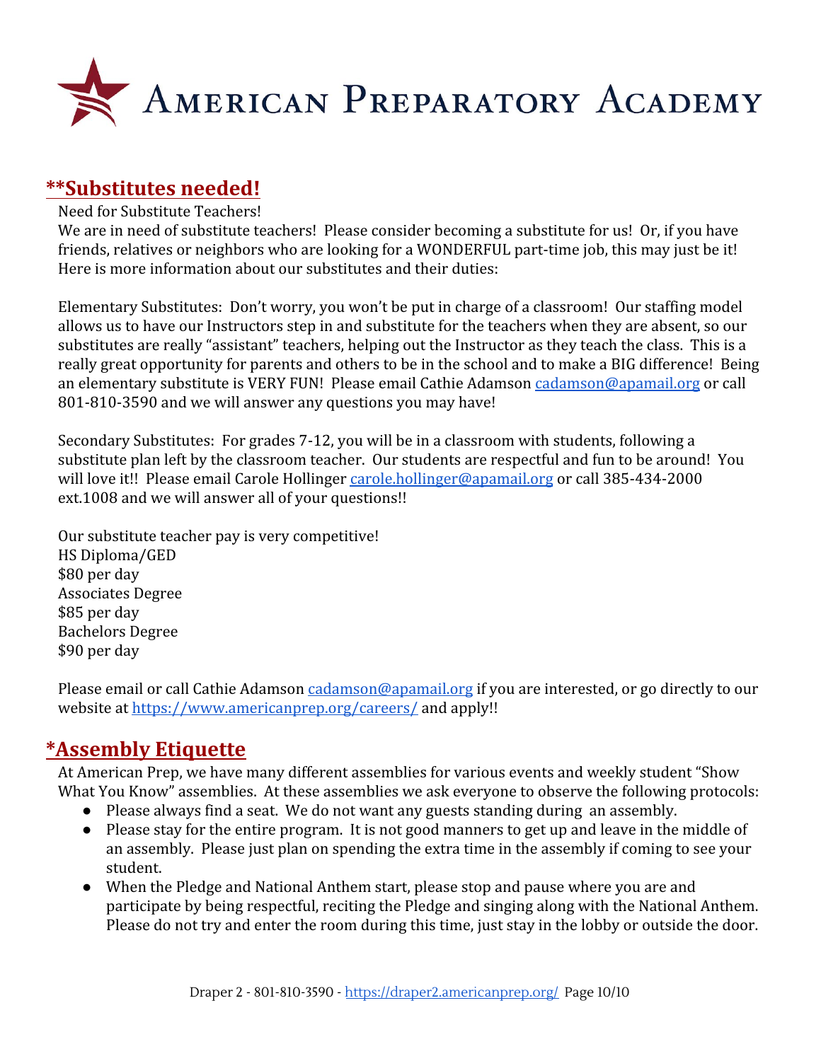# American Preparatory Academy

## **Substitutes needed!

Need for Substitute Teachers!

We are in need of substitute teachers! Please consider becoming a substitute for us! Or, if you have friends, relatives or neighbors who are looking for a WONDERFUL part-time job, this may just be it! Here is more information about our substitutes and their duties:

Elementary Substitutes: Don't worry, you won't be put in charge of a classroom! Our staffing model allows us to have our Instructors step in and substitute for the teachers when they are absent, so our substitutes are really "assistant" teachers, helping out the Instructor as they teach the class. This is a really great opportunity for parents and others to be in the school and to make a BIG difference! Being an elementary substitute is VERY FUN! Please email Cathie Adamson [cadamson@apamail.org](mailto:cadamson@apamail.org) or call 801-810-3590 and we will answer any questions you may have!

Secondary Substitutes: For grades 7-12, you will be in a classroom with students, following a substitute plan left by the classroom teacher. Our students are respectful and fun to be around! You will love it!! Please email Carole Hollinger [carole.hollinger@apamail.org](mailto:carole.hollinger@apamail.org) or call 385-434-2000 ext.1008 and we will answer all of your questions!!

Our substitute teacher pay is very competitive!
HS Diploma/GED
$80 per day
Associates Degree
$85 per day
Bachelors Degree
$90 per day

Please email or call Cathie Adamson [cadamson@apamail.org](mailto:cadamson@apamail.org) if you are interested, or go directly to our website at [https://www.americanprep.org/careers/](https://www.americanprep.org/careers/) and apply!!

## *Assembly Etiquette

At American Prep, we have many different assemblies for various events and weekly student "Show What You Know" assemblies. At these assemblies we ask everyone to observe the following protocols:

- Please always find a seat. We do not want any guests standing during an assembly.
- Please stay for the entire program. It is not good manners to get up and leave in the middle of an assembly. Please just plan on spending the extra time in the assembly if coming to see your student.
- When the Pledge and National Anthem start, please stop and pause where you are and participate by being respectful, reciting the Pledge and singing along with the National Anthem. Please do not try and enter the room during this time, just stay in the lobby or outside the door.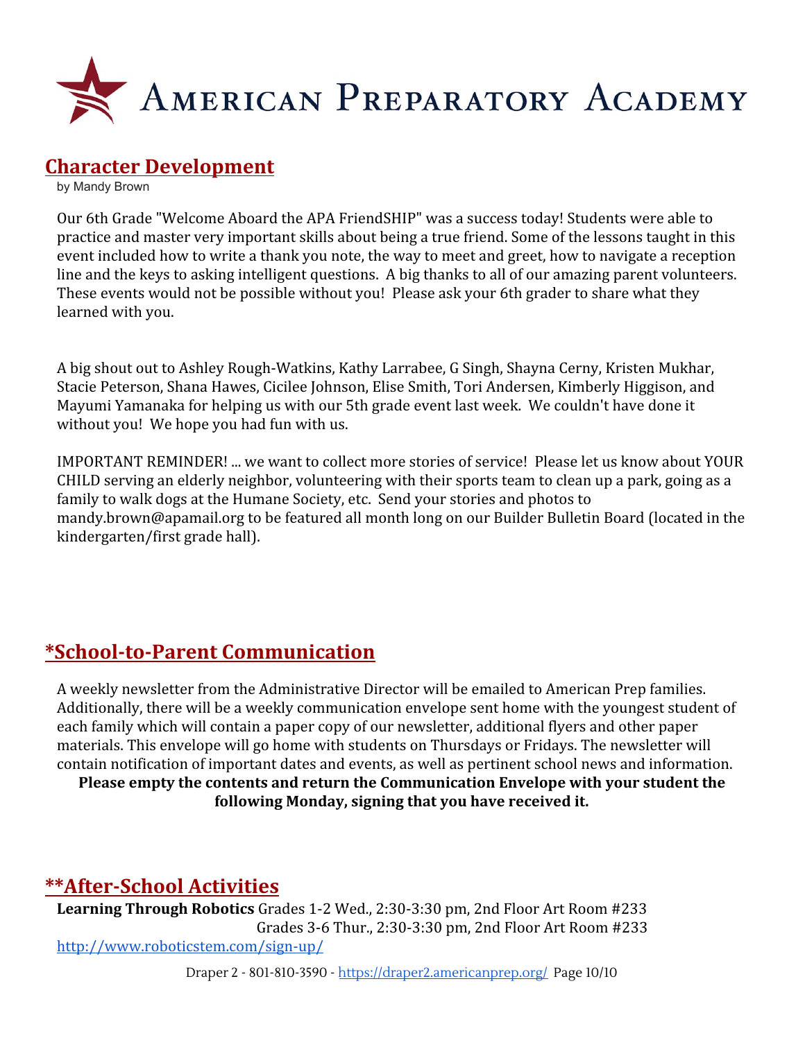# American Preparatory Academy

## Character Development

by Mandy Brown

Our 6th Grade "Welcome Aboard the APA FriendSHIP" was a success today! Students were able to practice and master very important skills about being a true friend. Some of the lessons taught in this event included how to write a thank you note, the way to meet and greet, how to navigate a reception line and the keys to asking intelligent questions. A big thanks to all of our amazing parent volunteers. These events would not be possible without you! Please ask your 6th grader to share what they learned with you.

A big shout out to Ashley Rough-Watkins, Kathy Larrabee, G Singh, Shayna Cerny, Kristen Mukhar, Stacie Peterson, Shana Hawes, Cicilee Johnson, Elise Smith, Tori Andersen, Kimberly Higgison, and Mayumi Yamanaka for helping us with our 5th grade event last week. We couldn't have done it without you! We hope you had fun with us.

IMPORTANT REMINDER! ... we want to collect more stories of service! Please let us know about YOUR CHILD serving an elderly neighbor, volunteering with their sports team to clean up a park, going as a family to walk dogs at the Humane Society, etc. Send your stories and photos to mandy.brown@apamail.org to be featured all month long on our Builder Bulletin Board (located in the kindergarten/first grade hall).

## *School-to-Parent Communication

A weekly newsletter from the Administrative Director will be emailed to American Prep families. Additionally, there will be a weekly communication envelope sent home with the youngest student of each family which will contain a paper copy of our newsletter, additional flyers and other paper materials. This envelope will go home with students on Thursdays or Fridays. The newsletter will contain notification of important dates and events, as well as pertinent school news and information.

**Please empty the contents and return the Communication Envelope with your student the following Monday, signing that you have received it.**

## **After-School Activities

**Learning Through Robotics** Grades 1-2 Wed., 2:30-3:30 pm, 2nd Floor Art Room #233
Grades 3-6 Thur., 2:30-3:30 pm, 2nd Floor Art Room #233

http://www.roboticstem.com/sign-up/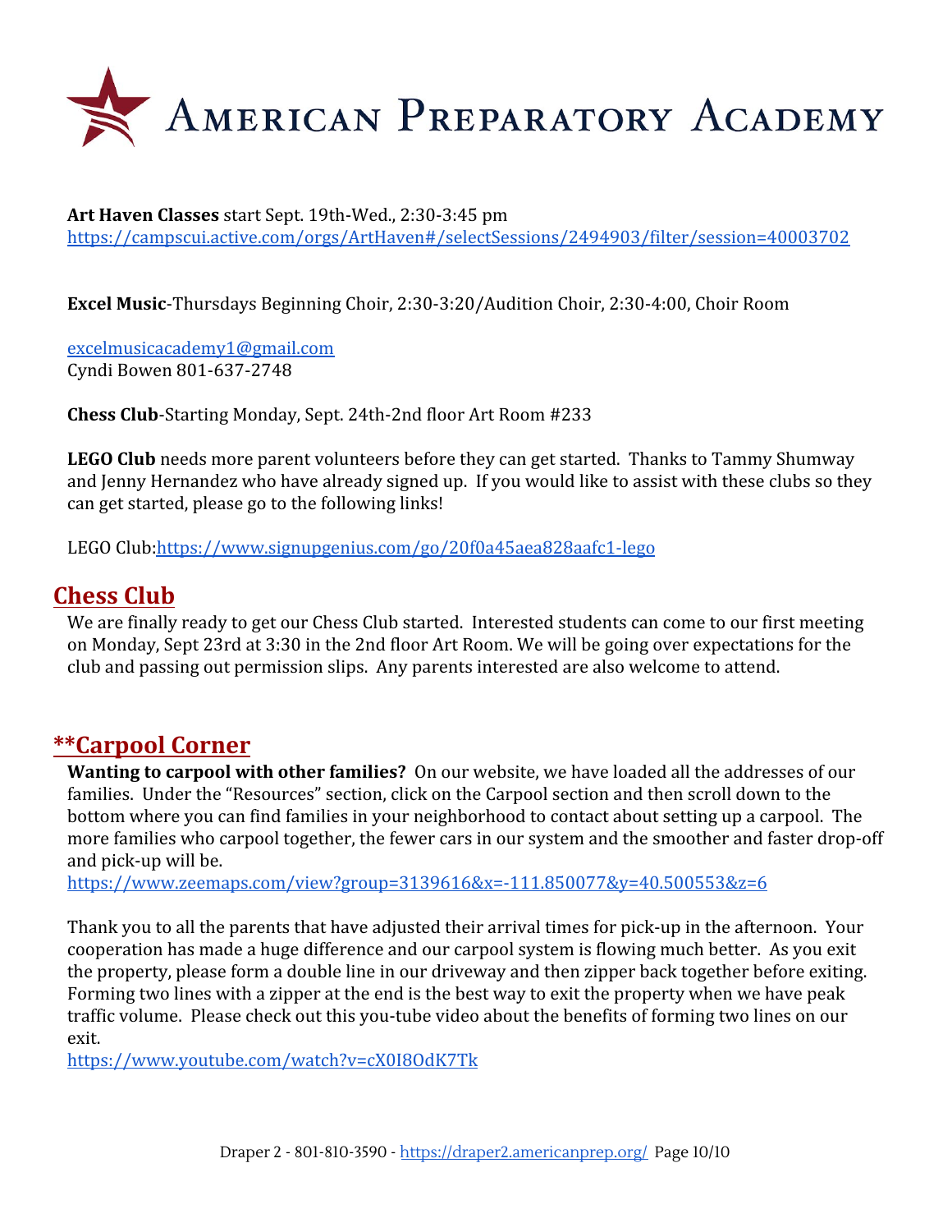**Art Haven Classes** start Sept. 19th-Wed., 2:30-3:45 pm
https://campscui.active.com/orgs/ArtHaven#/selectSessions/2494903/filter/session=40003702

**Excel Music**-Thursdays Beginning Choir, 2:30-3:20/Audition Choir, 2:30-4:00, Choir Room

excelmusicacademy1@gmail.com
Cyndi Bowen 801-637-2748

**Chess Club**-Starting Monday, Sept. 24th-2nd floor Art Room #233

**LEGO Club** needs more parent volunteers before they can get started. Thanks to Tammy Shumway and Jenny Hernandez who have already signed up. If you would like to assist with these clubs so they can get started, please go to the following links!

LEGO Club:https://www.signupgenius.com/go/20f0a45aea828aafc1-lego

## Chess Club

We are finally ready to get our Chess Club started. Interested students can come to our first meeting on Monday, Sept 23rd at 3:30 in the 2nd floor Art Room. We will be going over expectations for the club and passing out permission slips. Any parents interested are also welcome to attend.

## **Carpool Corner

**Wanting to carpool with other families?** On our website, we have loaded all the addresses of our families. Under the "Resources" section, click on the Carpool section and then scroll down to the bottom where you can find families in your neighborhood to contact about setting up a carpool. The more families who carpool together, the fewer cars in our system and the smoother and faster drop-off and pick-up will be.
https://www.zeemaps.com/view?group=3139616&x=-111.850077&y=40.500553&z=6

Thank you to all the parents that have adjusted their arrival times for pick-up in the afternoon. Your cooperation has made a huge difference and our carpool system is flowing much better. As you exit the property, please form a double line in our driveway and then zipper back together before exiting. Forming two lines with a zipper at the end is the best way to exit the property when we have peak traffic volume. Please check out this you-tube video about the benefits of forming two lines on our exit.
https://www.youtube.com/watch?v=cX0I8OdK7Tk